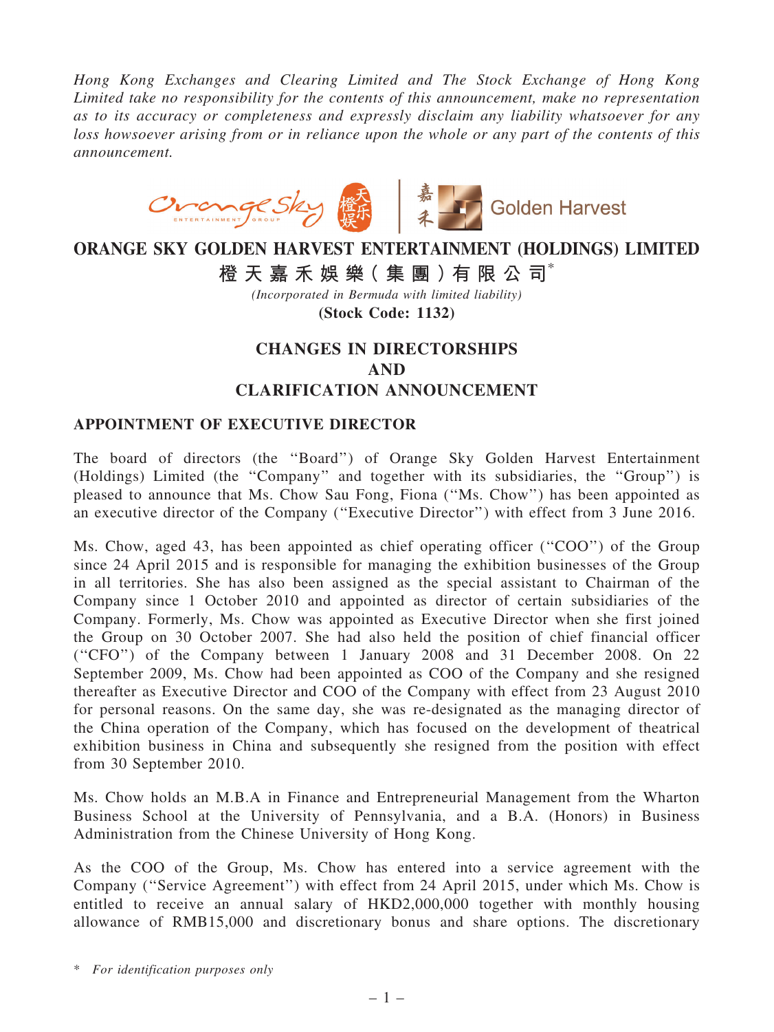*Hong Kong Exchanges and Clearing Limited and The Stock Exchange of Hong Kong Limited take no responsibility for the contents of this announcement, make no representation as to its accuracy or completeness and expressly disclaim any liability whatsoever for any loss howsoever arising from or in reliance upon the whole or any part of the contents of this announcement.*

# ORANGE SKY GOLDEN HARVEST ENTERTAINMENT (HOLDINGS) LIMITED

# 橙天嘉禾娛樂（集團）有限公司*

*(Incorporated in Bermuda with limited liability)*

**(Stock Code: 1132)**

## CHANGES IN DIRECTORSHIPS AND CLARIFICATION ANNOUNCEMENT

### APPOINTMENT OF EXECUTIVE DIRECTOR

The board of directors (the "Board") of Orange Sky Golden Harvest Entertainment (Holdings) Limited (the "Company" and together with its subsidiaries, the "Group") is pleased to announce that Ms. Chow Sau Fong, Fiona ("Ms. Chow") has been appointed as an executive director of the Company ("Executive Director") with effect from 3 June 2016.

Ms. Chow, aged 43, has been appointed as chief operating officer ("COO") of the Group since 24 April 2015 and is responsible for managing the exhibition businesses of the Group in all territories. She has also been assigned as the special assistant to Chairman of the Company since 1 October 2010 and appointed as director of certain subsidiaries of the Company. Formerly, Ms. Chow was appointed as Executive Director when she first joined the Group on 30 October 2007. She had also held the position of chief financial officer ("CFO") of the Company between 1 January 2008 and 31 December 2008. On 22 September 2009, Ms. Chow had been appointed as COO of the Company and she resigned thereafter as Executive Director and COO of the Company with effect from 23 August 2010 for personal reasons. On the same day, she was re-designated as the managing director of the China operation of the Company, which has focused on the development of theatrical exhibition business in China and subsequently she resigned from the position with effect from 30 September 2010.

Ms. Chow holds an M.B.A in Finance and Entrepreneurial Management from the Wharton Business School at the University of Pennsylvania, and a B.A. (Honors) in Business Administration from the Chinese University of Hong Kong.

As the COO of the Group, Ms. Chow has entered into a service agreement with the Company ("Service Agreement") with effect from 24 April 2015, under which Ms. Chow is entitled to receive an annual salary of HKD2,000,000 together with monthly housing allowance of RMB15,000 and discretionary bonus and share options. The discretionary

\* *For identification purposes only*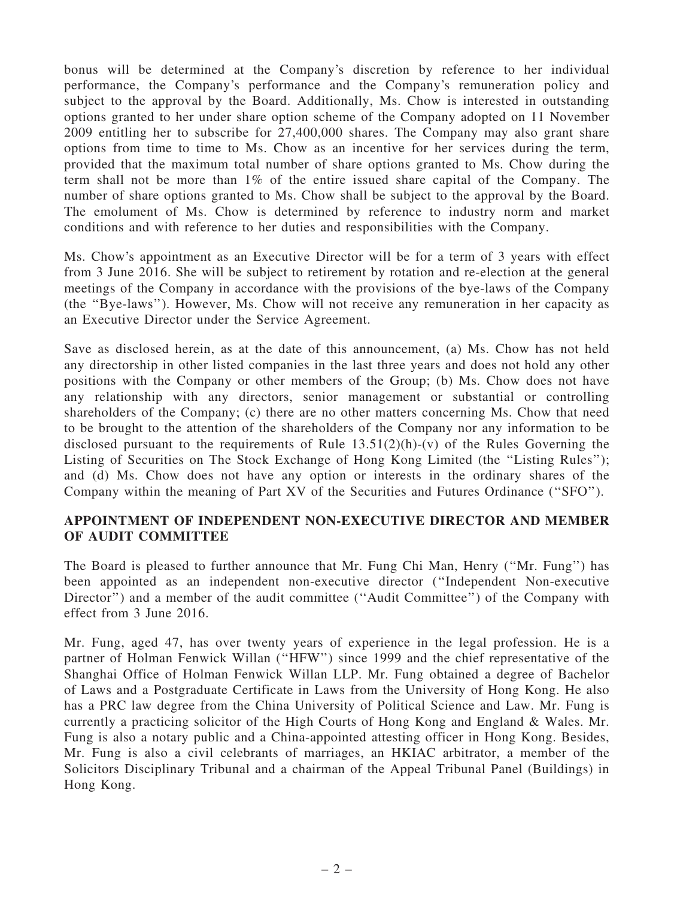bonus will be determined at the Company's discretion by reference to her individual performance, the Company's performance and the Company's remuneration policy and subject to the approval by the Board. Additionally, Ms. Chow is interested in outstanding options granted to her under share option scheme of the Company adopted on 11 November 2009 entitling her to subscribe for 27,400,000 shares. The Company may also grant share options from time to time to Ms. Chow as an incentive for her services during the term, provided that the maximum total number of share options granted to Ms. Chow during the term shall not be more than 1% of the entire issued share capital of the Company. The number of share options granted to Ms. Chow shall be subject to the approval by the Board. The emolument of Ms. Chow is determined by reference to industry norm and market conditions and with reference to her duties and responsibilities with the Company.

Ms. Chow's appointment as an Executive Director will be for a term of 3 years with effect from 3 June 2016. She will be subject to retirement by rotation and re-election at the general meetings of the Company in accordance with the provisions of the bye-laws of the Company (the "Bye-laws"). However, Ms. Chow will not receive any remuneration in her capacity as an Executive Director under the Service Agreement.

Save as disclosed herein, as at the date of this announcement, (a) Ms. Chow has not held any directorship in other listed companies in the last three years and does not hold any other positions with the Company or other members of the Group; (b) Ms. Chow does not have any relationship with any directors, senior management or substantial or controlling shareholders of the Company; (c) there are no other matters concerning Ms. Chow that need to be brought to the attention of the shareholders of the Company nor any information to be disclosed pursuant to the requirements of Rule 13.51(2)(h)-(v) of the Rules Governing the Listing of Securities on The Stock Exchange of Hong Kong Limited (the "Listing Rules"); and (d) Ms. Chow does not have any option or interests in the ordinary shares of the Company within the meaning of Part XV of the Securities and Futures Ordinance ("SFO").

## APPOINTMENT OF INDEPENDENT NON-EXECUTIVE DIRECTOR AND MEMBER OF AUDIT COMMITTEE

The Board is pleased to further announce that Mr. Fung Chi Man, Henry ("Mr. Fung") has been appointed as an independent non-executive director ("Independent Non-executive Director") and a member of the audit committee ("Audit Committee") of the Company with effect from 3 June 2016.

Mr. Fung, aged 47, has over twenty years of experience in the legal profession. He is a partner of Holman Fenwick Willan ("HFW") since 1999 and the chief representative of the Shanghai Office of Holman Fenwick Willan LLP. Mr. Fung obtained a degree of Bachelor of Laws and a Postgraduate Certificate in Laws from the University of Hong Kong. He also has a PRC law degree from the China University of Political Science and Law. Mr. Fung is currently a practicing solicitor of the High Courts of Hong Kong and England & Wales. Mr. Fung is also a notary public and a China-appointed attesting officer in Hong Kong. Besides, Mr. Fung is also a civil celebrants of marriages, an HKIAC arbitrator, a member of the Solicitors Disciplinary Tribunal and a chairman of the Appeal Tribunal Panel (Buildings) in Hong Kong.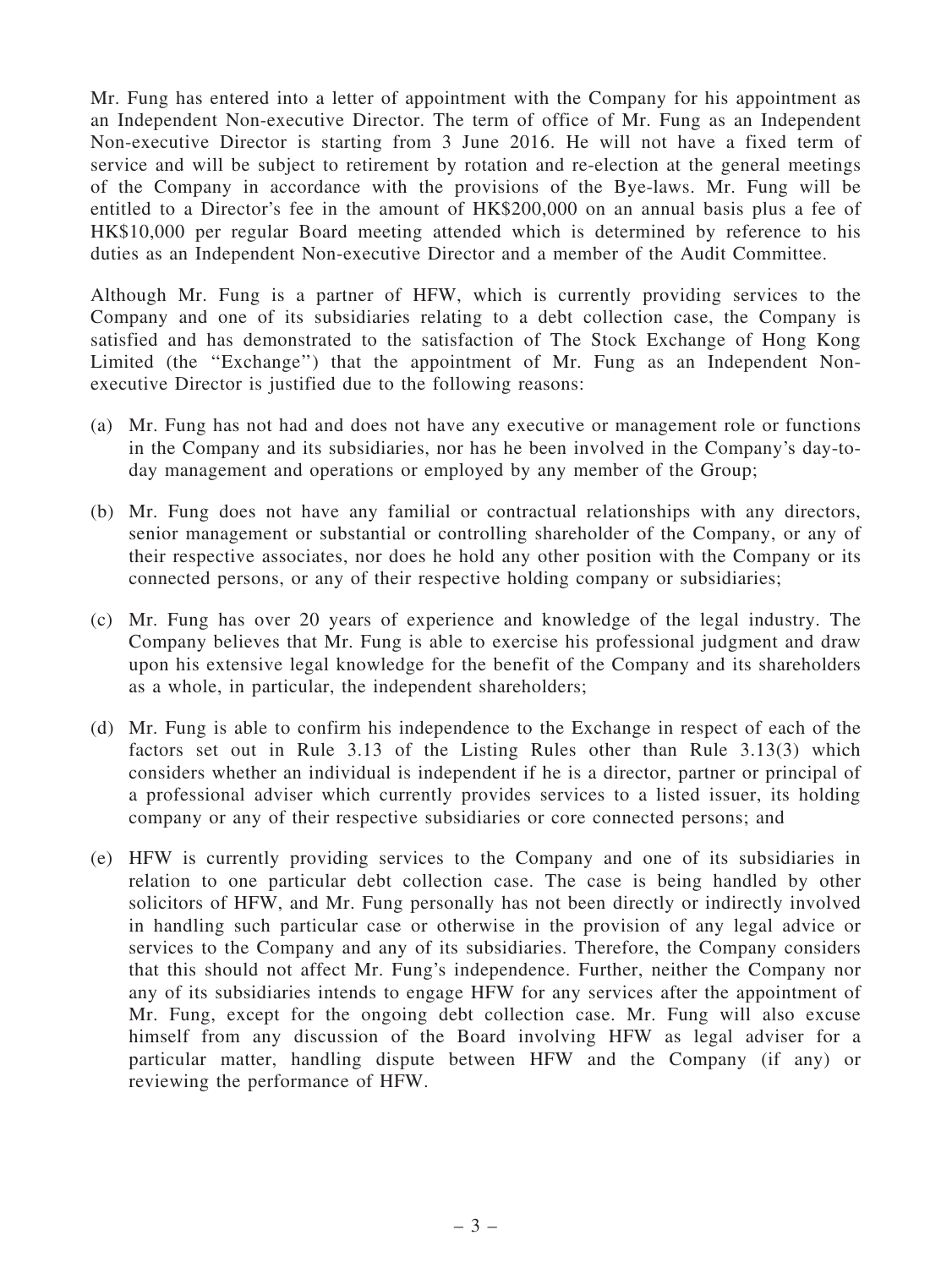Mr. Fung has entered into a letter of appointment with the Company for his appointment as an Independent Non-executive Director. The term of office of Mr. Fung as an Independent Non-executive Director is starting from 3 June 2016. He will not have a fixed term of service and will be subject to retirement by rotation and re-election at the general meetings of the Company in accordance with the provisions of the Bye-laws. Mr. Fung will be entitled to a Director's fee in the amount of HK$200,000 on an annual basis plus a fee of HK$10,000 per regular Board meeting attended which is determined by reference to his duties as an Independent Non-executive Director and a member of the Audit Committee.

Although Mr. Fung is a partner of HFW, which is currently providing services to the Company and one of its subsidiaries relating to a debt collection case, the Company is satisfied and has demonstrated to the satisfaction of The Stock Exchange of Hong Kong Limited (the "Exchange") that the appointment of Mr. Fung as an Independent Non-executive Director is justified due to the following reasons:

(a) Mr. Fung has not had and does not have any executive or management role or functions in the Company and its subsidiaries, nor has he been involved in the Company's day-to-day management and operations or employed by any member of the Group;

(b) Mr. Fung does not have any familial or contractual relationships with any directors, senior management or substantial or controlling shareholder of the Company, or any of their respective associates, nor does he hold any other position with the Company or its connected persons, or any of their respective holding company or subsidiaries;

(c) Mr. Fung has over 20 years of experience and knowledge of the legal industry. The Company believes that Mr. Fung is able to exercise his professional judgment and draw upon his extensive legal knowledge for the benefit of the Company and its shareholders as a whole, in particular, the independent shareholders;

(d) Mr. Fung is able to confirm his independence to the Exchange in respect of each of the factors set out in Rule 3.13 of the Listing Rules other than Rule 3.13(3) which considers whether an individual is independent if he is a director, partner or principal of a professional adviser which currently provides services to a listed issuer, its holding company or any of their respective subsidiaries or core connected persons; and

(e) HFW is currently providing services to the Company and one of its subsidiaries in relation to one particular debt collection case. The case is being handled by other solicitors of HFW, and Mr. Fung personally has not been directly or indirectly involved in handling such particular case or otherwise in the provision of any legal advice or services to the Company and any of its subsidiaries. Therefore, the Company considers that this should not affect Mr. Fung's independence. Further, neither the Company nor any of its subsidiaries intends to engage HFW for any services after the appointment of Mr. Fung, except for the ongoing debt collection case. Mr. Fung will also excuse himself from any discussion of the Board involving HFW as legal adviser for a particular matter, handling dispute between HFW and the Company (if any) or reviewing the performance of HFW.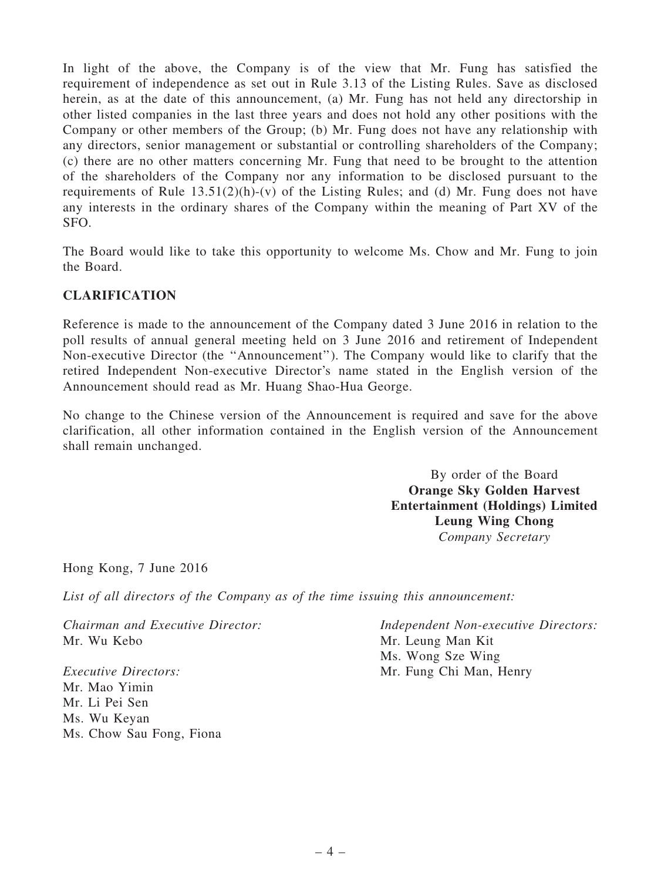In light of the above, the Company is of the view that Mr. Fung has satisfied the requirement of independence as set out in Rule 3.13 of the Listing Rules. Save as disclosed herein, as at the date of this announcement, (a) Mr. Fung has not held any directorship in other listed companies in the last three years and does not hold any other positions with the Company or other members of the Group; (b) Mr. Fung does not have any relationship with any directors, senior management or substantial or controlling shareholders of the Company; (c) there are no other matters concerning Mr. Fung that need to be brought to the attention of the shareholders of the Company nor any information to be disclosed pursuant to the requirements of Rule 13.51(2)(h)-(v) of the Listing Rules; and (d) Mr. Fung does not have any interests in the ordinary shares of the Company within the meaning of Part XV of the SFO.

The Board would like to take this opportunity to welcome Ms. Chow and Mr. Fung to join the Board.

## CLARIFICATION

Reference is made to the announcement of the Company dated 3 June 2016 in relation to the poll results of annual general meeting held on 3 June 2016 and retirement of Independent Non-executive Director (the "Announcement"). The Company would like to clarify that the retired Independent Non-executive Director's name stated in the English version of the Announcement should read as Mr. Huang Shao-Hua George.

No change to the Chinese version of the Announcement is required and save for the above clarification, all other information contained in the English version of the Announcement shall remain unchanged.

By order of the Board
**Orange Sky Golden Harvest Entertainment (Holdings) Limited**
**Leung Wing Chong**
*Company Secretary*

Hong Kong, 7 June 2016

*List of all directors of the Company as of the time issuing this announcement:*

*Chairman and Executive Director:*
Mr. Wu Kebo

*Executive Directors:*
Mr. Mao Yimin
Mr. Li Pei Sen
Ms. Wu Keyan
Ms. Chow Sau Fong, Fiona

*Independent Non-executive Directors:*
Mr. Leung Man Kit
Ms. Wong Sze Wing
Mr. Fung Chi Man, Henry